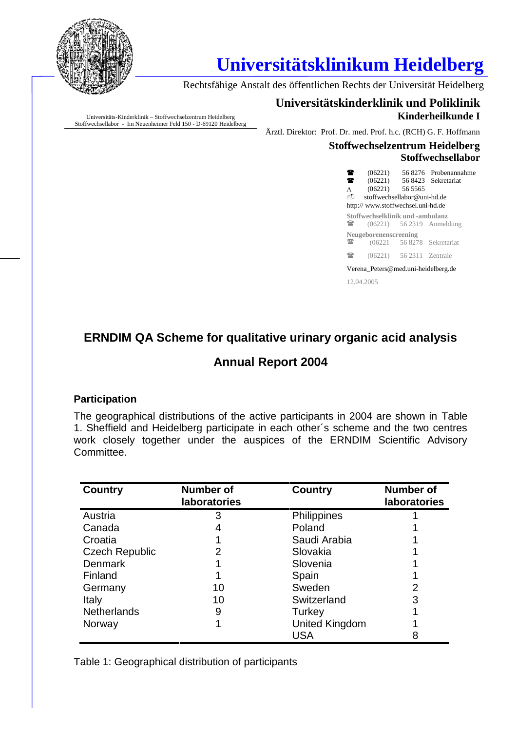# Universitätsklinikum Heidelberg

Rechtsfähige Anstalt des öffentlichen Rechts der Universität Heidelberg

Universitäts-Kinderklinik – Stoffwechselzentrum Heidelberg
Stoffwechsellabor - Im Neuenheimer Feld 150 - D-69120 Heidelberg

**Universitätskinderklinik und Poliklinik**
**Kinderheilkunde I**

Ärztl. Direktor: Prof. Dr. med. Prof. h.c. (RCH) G. F. Hoffmann

**Stoffwechselzentrum Heidelberg**
**Stoffwechsellabor**

(06221) 56 8276 Probenannahme
(06221) 56 8423 Sekretariat
(06221) 56 5565
stoffwechsellabor@uni-hd.de
http:// www.stoffwechsel.uni-hd.de

**Stoffwechselklinik und -ambulanz**
(06221) 56 2319 Anmeldung

**Neugeborenenscreening**
(06221 56 8278 Sekretariat

(06221) 56 2311 Zentrale

Verena_Peters@med.uni-heidelberg.de

12.04.2005

## ERNDIM QA Scheme for qualitative urinary organic acid analysis

## Annual Report 2004

### Participation

The geographical distributions of the active participants in 2004 are shown in Table 1. Sheffield and Heidelberg participate in each other´s scheme and the two centres work closely together under the auspices of the ERNDIM Scientific Advisory Committee.

| Country | Number of laboratories | Country | Number of laboratories |
|---|---|---|---|
| Austria | 3 | Philippines | 1 |
| Canada | 4 | Poland | 1 |
| Croatia | 1 | Saudi Arabia | 1 |
| Czech Republic | 2 | Slovakia | 1 |
| Denmark | 1 | Slovenia | 1 |
| Finland | 1 | Spain | 1 |
| Germany | 10 | Sweden | 2 |
| Italy | 10 | Switzerland | 3 |
| Netherlands | 9 | Turkey | 1 |
| Norway | 1 | United Kingdom | 1 |
| | | USA | 8 |

Table 1: Geographical distribution of participants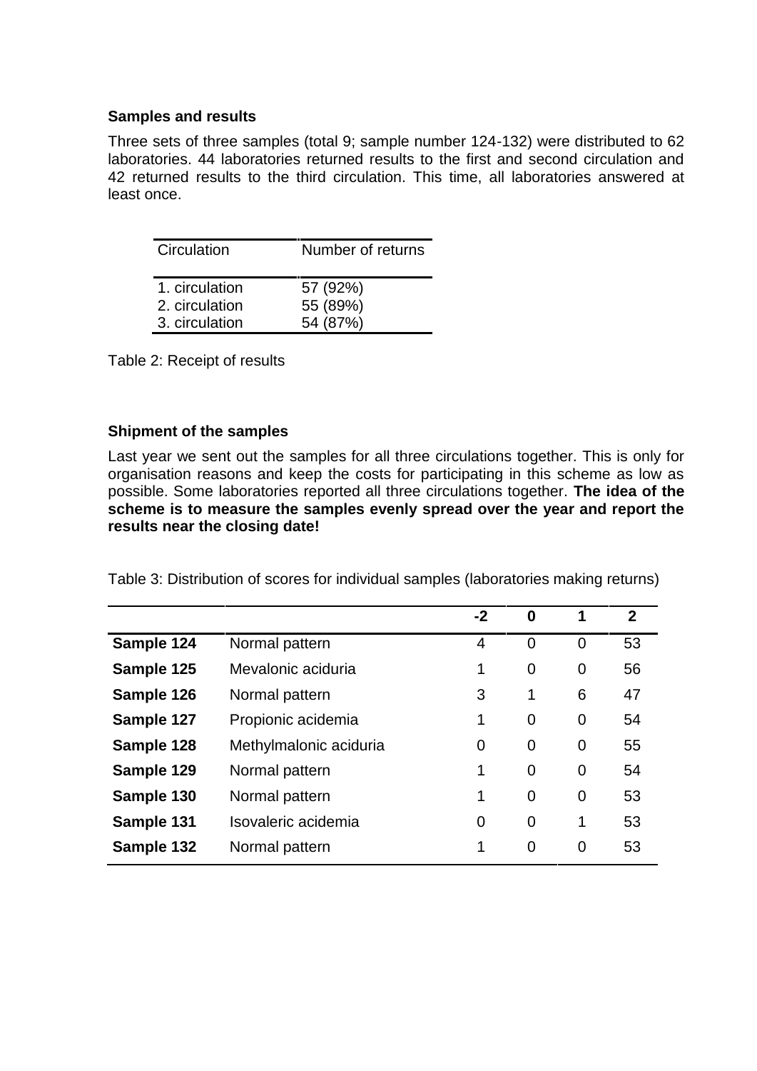### Samples and results

Three sets of three samples (total 9; sample number 124-132) were distributed to 62 laboratories. 44 laboratories returned results to the first and second circulation and 42 returned results to the third circulation. This time, all laboratories answered at least once.

| Circulation | Number of returns |
|---|---|
| 1. circulation | 57 (92%) |
| 2. circulation | 55 (89%) |
| 3. circulation | 54 (87%) |

Table 2: Receipt of results

### Shipment of the samples

Last year we sent out the samples for all three circulations together. This is only for organisation reasons and keep the costs for participating in this scheme as low as possible. Some laboratories reported all three circulations together. **The idea of the scheme is to measure the samples evenly spread over the year and report the results near the closing date!**

Table 3: Distribution of scores for individual samples (laboratories making returns)

| | | -2 | 0 | 1 | 2 |
|---|---|---|---|---|---|
| **Sample 124** | Normal pattern | 4 | 0 | 0 | 53 |
| **Sample 125** | Mevalonic aciduria | 1 | 0 | 0 | 56 |
| **Sample 126** | Normal pattern | 3 | 1 | 6 | 47 |
| **Sample 127** | Propionic acidemia | 1 | 0 | 0 | 54 |
| **Sample 128** | Methylmalonic aciduria | 0 | 0 | 0 | 55 |
| **Sample 129** | Normal pattern | 1 | 0 | 0 | 54 |
| **Sample 130** | Normal pattern | 1 | 0 | 0 | 53 |
| **Sample 131** | Isovaleric acidemia | 0 | 0 | 1 | 53 |
| **Sample 132** | Normal pattern | 1 | 0 | 0 | 53 |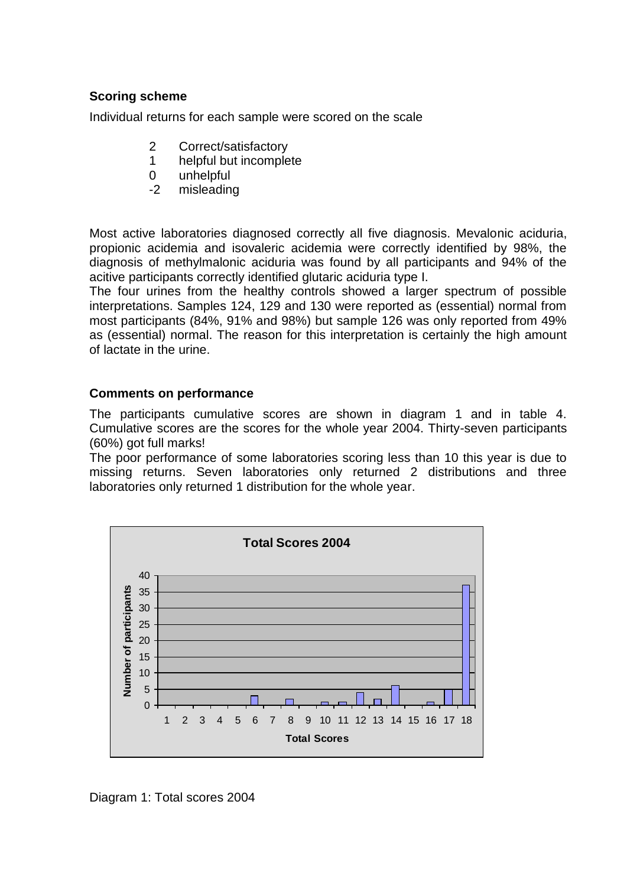### Scoring scheme

Individual returns for each sample were scored on the scale

| | |
|---|---|
| 2 | Correct/satisfactory |
| 1 | helpful but incomplete |
| 0 | unhelpful |
| -2 | misleading |

Most active laboratories diagnosed correctly all five diagnosis. Mevalonic aciduria, propionic acidemia and isovaleric acidemia were correctly identified by 98%, the diagnosis of methylmalonic aciduria was found by all participants and 94% of the acitive participants correctly identified glutaric aciduria type I.
The four urines from the healthy controls showed a larger spectrum of possible interpretations. Samples 124, 129 and 130 were reported as (essential) normal from most participants (84%, 91% and 98%) but sample 126 was only reported from 49% as (essential) normal. The reason for this interpretation is certainly the high amount of lactate in the urine.

### Comments on performance

The participants cumulative scores are shown in diagram 1 and in table 4. Cumulative scores are the scores for the whole year 2004. Thirty-seven participants (60%) got full marks!
The poor performance of some laboratories scoring less than 10 this year is due to missing returns. Seven laboratories only returned 2 distributions and three laboratories only returned 1 distribution for the whole year.

Diagram 1: Total scores 2004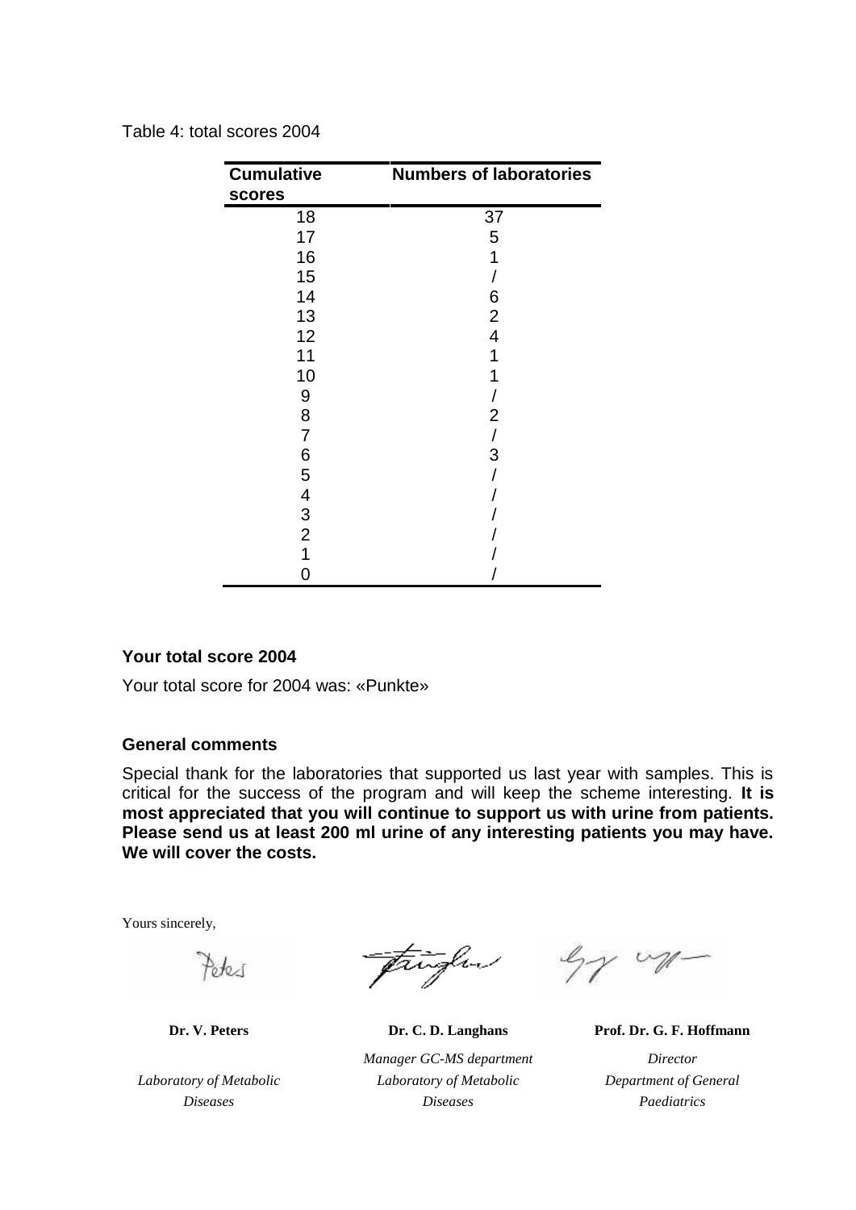Table 4: total scores 2004

| Cumulative scores | Numbers of laboratories |
|---|---|
| 18 | 37 |
| 17 | 5 |
| 16 | 1 |
| 15 | / |
| 14 | 6 |
| 13 | 2 |
| 12 | 4 |
| 11 | 1 |
| 10 | 1 |
| 9 | / |
| 8 | 2 |
| 7 | / |
| 6 | 3 |
| 5 | / |
| 4 | / |
| 3 | / |
| 2 | / |
| 1 | / |
| 0 | / |

### Your total score 2004

Your total score for 2004 was: «Punkte»

### General comments

Special thank for the laboratories that supported us last year with samples. This is critical for the success of the program and will keep the scheme interesting. **It is most appreciated that you will continue to support us with urine from patients. Please send us at least 200 ml urine of any interesting patients you may have. We will cover the costs.**

Yours sincerely,

**Dr. V. Peters**
*Laboratory of Metabolic Diseases*

**Dr. C. D. Langhans**
*Manager GC-MS department*
*Laboratory of Metabolic Diseases*

**Prof. Dr. G. F. Hoffmann**
*Director*
*Department of General Paediatrics*